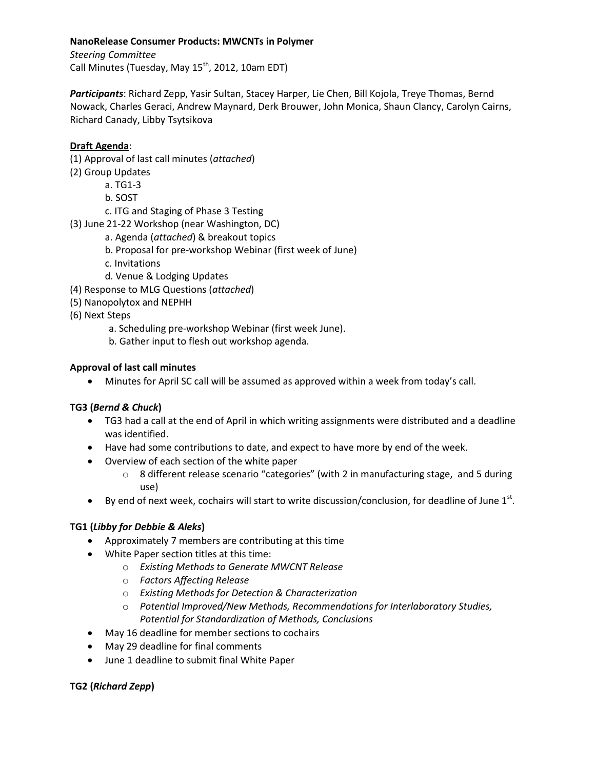**NanoRelease Consumer Products: MWCNTs in Polymer**

*Steering Committee*

Call Minutes (Tuesday, May 15th, 2012, 10am EDT)

***Participants***: Richard Zepp, Yasir Sultan, Stacey Harper, Lie Chen, Bill Kojola, Treye Thomas, Bernd Nowack, Charles Geraci, Andrew Maynard, Derk Brouwer, John Monica, Shaun Clancy, Carolyn Cairns, Richard Canady, Libby Tsytsikova

**Draft Agenda**:

(1) Approval of last call minutes (*attached*)

(2) Group Updates
- a. TG1-3
- b. SOST
- c. ITG and Staging of Phase 3 Testing

(3) June 21-22 Workshop (near Washington, DC)
- a. Agenda (*attached*) & breakout topics
- b. Proposal for pre-workshop Webinar (first week of June)
- c. Invitations
- d. Venue & Lodging Updates

(4) Response to MLG Questions (*attached*)

(5) Nanopolytox and NEPHH

(6) Next Steps
- a. Scheduling pre-workshop Webinar (first week June).
- b. Gather input to flesh out workshop agenda.

**Approval of last call minutes**

- Minutes for April SC call will be assumed as approved within a week from today's call.

**TG3 (*Bernd & Chuck*)**

- TG3 had a call at the end of April in which writing assignments were distributed and a deadline was identified.
- Have had some contributions to date, and expect to have more by end of the week.
- Overview of each section of the white paper
  - 8 different release scenario "categories" (with 2 in manufacturing stage, and 5 during use)
- By end of next week, cochairs will start to write discussion/conclusion, for deadline of June 1st.

**TG1 (*Libby for Debbie & Aleks*)**

- Approximately 7 members are contributing at this time
- White Paper section titles at this time:
  - *Existing Methods to Generate MWCNT Release*
  - *Factors Affecting Release*
  - *Existing Methods for Detection & Characterization*
  - *Potential Improved/New Methods, Recommendations for Interlaboratory Studies, Potential for Standardization of Methods, Conclusions*
- May 16 deadline for member sections to cochairs
- May 29 deadline for final comments
- June 1 deadline to submit final White Paper

**TG2 (*Richard Zepp*)**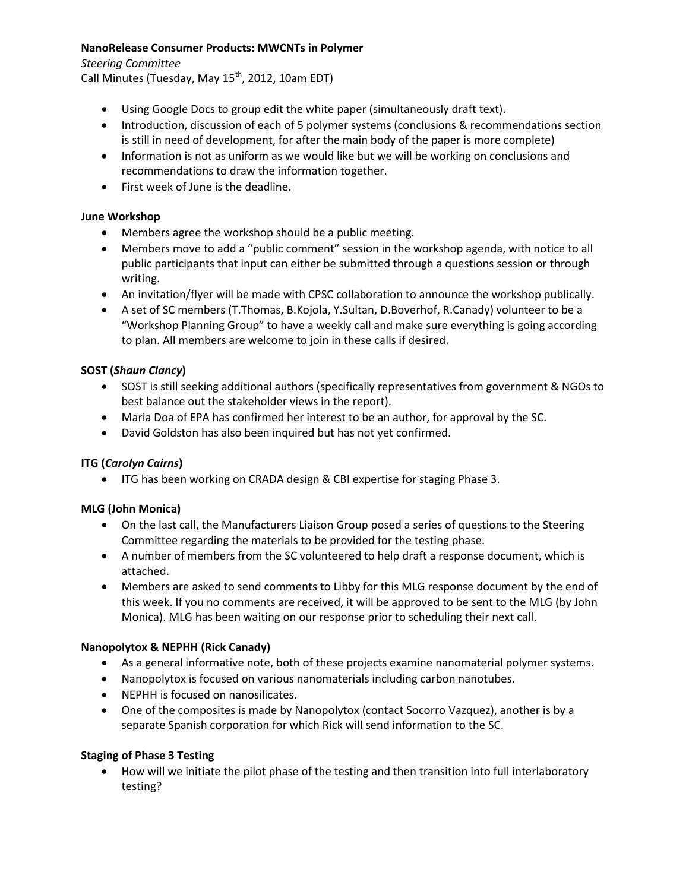**NanoRelease Consumer Products: MWCNTs in Polymer**

*Steering Committee*

Call Minutes (Tuesday, May 15th, 2012, 10am EDT)

- Using Google Docs to group edit the white paper (simultaneously draft text).
- Introduction, discussion of each of 5 polymer systems (conclusions & recommendations section is still in need of development, for after the main body of the paper is more complete)
- Information is not as uniform as we would like but we will be working on conclusions and recommendations to draw the information together.
- First week of June is the deadline.

**June Workshop**

- Members agree the workshop should be a public meeting.
- Members move to add a "public comment" session in the workshop agenda, with notice to all public participants that input can either be submitted through a questions session or through writing.
- An invitation/flyer will be made with CPSC collaboration to announce the workshop publically.
- A set of SC members (T.Thomas, B.Kojola, Y.Sultan, D.Boverhof, R.Canady) volunteer to be a "Workshop Planning Group" to have a weekly call and make sure everything is going according to plan. All members are welcome to join in these calls if desired.

**SOST (*Shaun Clancy*)**

- SOST is still seeking additional authors (specifically representatives from government & NGOs to best balance out the stakeholder views in the report).
- Maria Doa of EPA has confirmed her interest to be an author, for approval by the SC.
- David Goldston has also been inquired but has not yet confirmed.

**ITG (*Carolyn Cairns*)**

- ITG has been working on CRADA design & CBI expertise for staging Phase 3.

**MLG (John Monica)**

- On the last call, the Manufacturers Liaison Group posed a series of questions to the Steering Committee regarding the materials to be provided for the testing phase.
- A number of members from the SC volunteered to help draft a response document, which is attached.
- Members are asked to send comments to Libby for this MLG response document by the end of this week. If you no comments are received, it will be approved to be sent to the MLG (by John Monica). MLG has been waiting on our response prior to scheduling their next call.

**Nanopolytox & NEPHH (Rick Canady)**

- As a general informative note, both of these projects examine nanomaterial polymer systems.
- Nanopolytox is focused on various nanomaterials including carbon nanotubes.
- NEPHH is focused on nanosilicates.
- One of the composites is made by Nanopolytox (contact Socorro Vazquez), another is by a separate Spanish corporation for which Rick will send information to the SC.

**Staging of Phase 3 Testing**

- How will we initiate the pilot phase of the testing and then transition into full interlaboratory testing?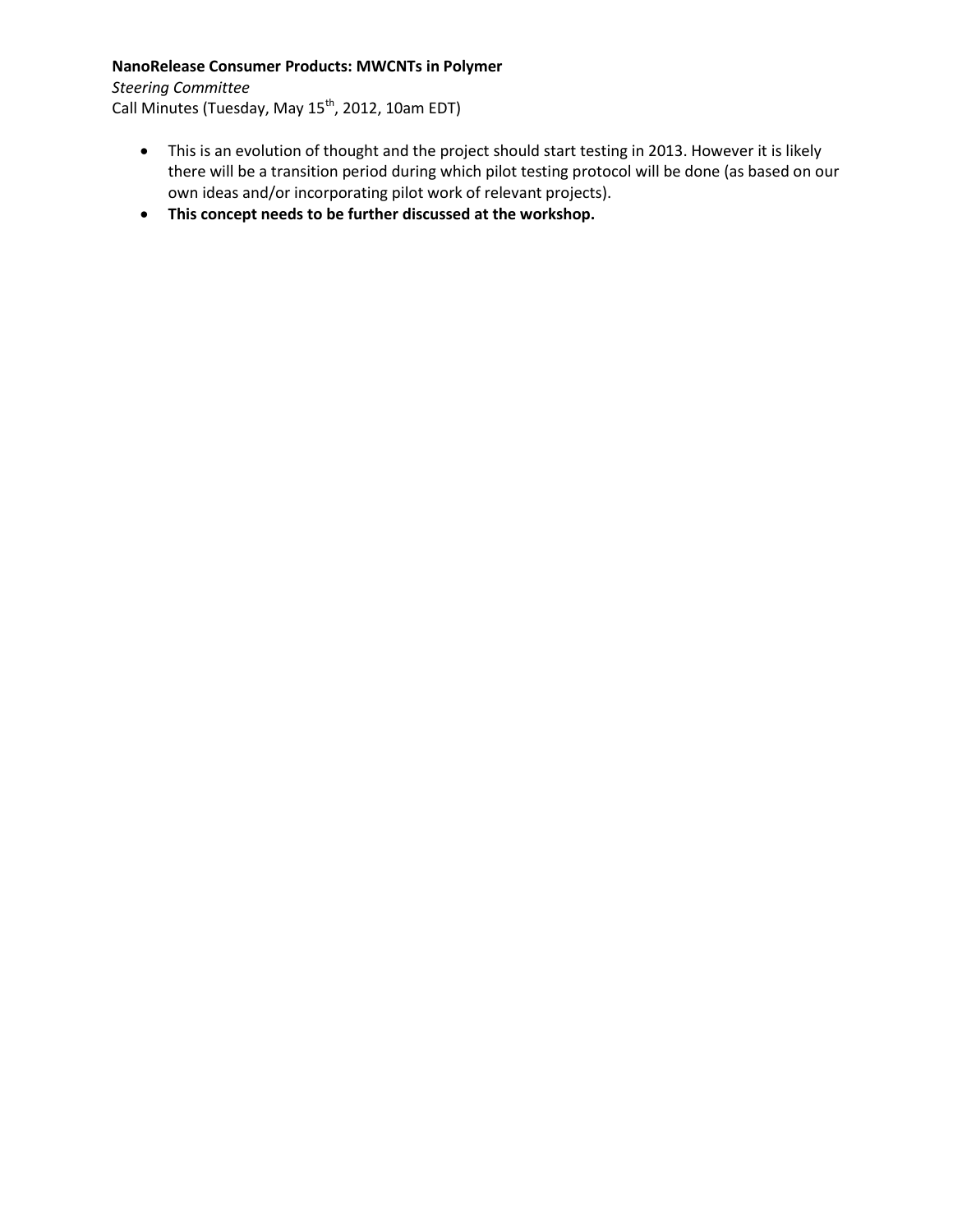- This is an evolution of thought and the project should start testing in 2013. However it is likely there will be a transition period during which pilot testing protocol will be done (as based on our own ideas and/or incorporating pilot work of relevant projects).
- **This concept needs to be further discussed at the workshop.**